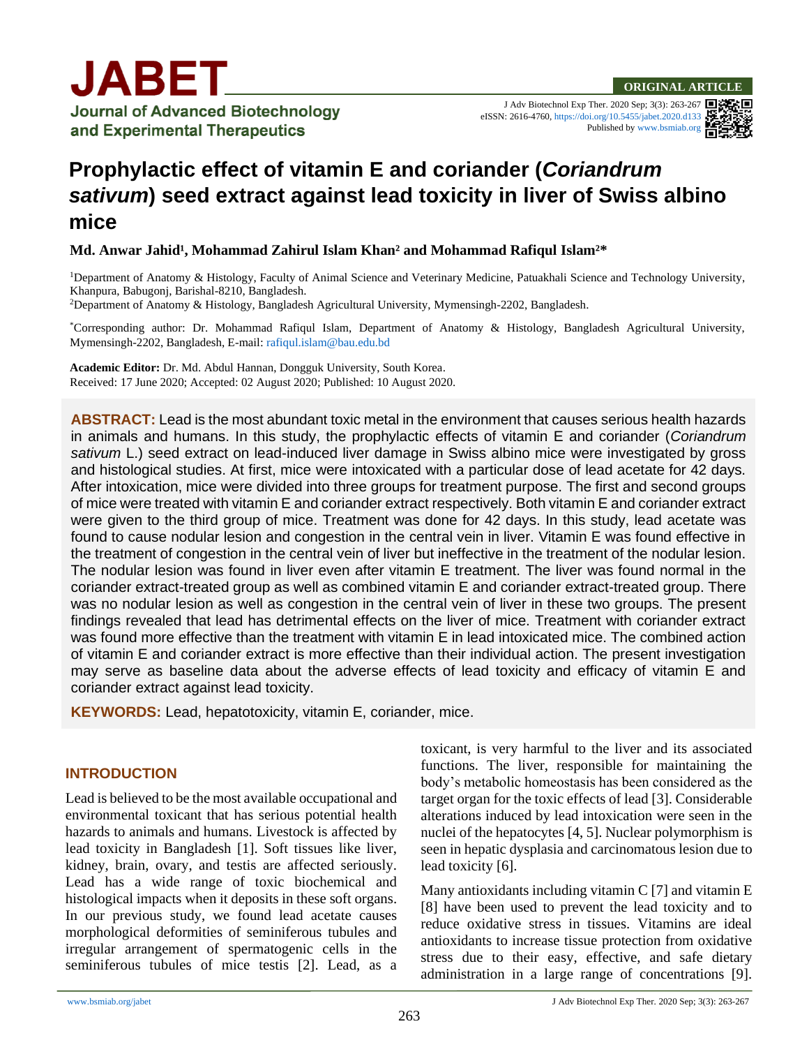# Prophylactic effect of vitamin E and coriander (*Coriandrum sativum*) seed extract against lead toxicity in liver of Swiss albino mice

**Md. Anwar Jahid[1], Mohammad Zahirul Islam Khan[2] and Mohammad Rafiqul Islam[2*]**

[1]Department of Anatomy & Histology, Faculty of Animal Science and Veterinary Medicine, Patuakhali Science and Technology University, Khanpura, Babugonj, Barishal-8210, Bangladesh.
[2]Department of Anatomy & Histology, Bangladesh Agricultural University, Mymensingh-2202, Bangladesh.

[*]Corresponding author: Dr. Mohammad Rafiqul Islam, Department of Anatomy & Histology, Bangladesh Agricultural University, Mymensingh-2202, Bangladesh, E-mail: rafiqul.islam@bau.edu.bd

**Academic Editor:** Dr. Md. Abdul Hannan, Dongguk University, South Korea.
Received: 17 June 2020; Accepted: 02 August 2020; Published: 10 August 2020.

**ABSTRACT:** Lead is the most abundant toxic metal in the environment that causes serious health hazards in animals and humans. In this study, the prophylactic effects of vitamin E and coriander (*Coriandrum sativum* L.) seed extract on lead-induced liver damage in Swiss albino mice were investigated by gross and histological studies. At first, mice were intoxicated with a particular dose of lead acetate for 42 days. After intoxication, mice were divided into three groups for treatment purpose. The first and second groups of mice were treated with vitamin E and coriander extract respectively. Both vitamin E and coriander extract were given to the third group of mice. Treatment was done for 42 days. In this study, lead acetate was found to cause nodular lesion and congestion in the central vein in liver. Vitamin E was found effective in the treatment of congestion in the central vein of liver but ineffective in the treatment of the nodular lesion. The nodular lesion was found in liver even after vitamin E treatment. The liver was found normal in the coriander extract-treated group as well as combined vitamin E and coriander extract-treated group. There was no nodular lesion as well as congestion in the central vein of liver in these two groups. The present findings revealed that lead has detrimental effects on the liver of mice. Treatment with coriander extract was found more effective than the treatment with vitamin E in lead intoxicated mice. The combined action of vitamin E and coriander extract is more effective than their individual action. The present investigation may serve as baseline data about the adverse effects of lead toxicity and efficacy of vitamin E and coriander extract against lead toxicity.

**KEYWORDS:** Lead, hepatotoxicity, vitamin E, coriander, mice.

## INTRODUCTION

Lead is believed to be the most available occupational and environmental toxicant that has serious potential health hazards to animals and humans. Livestock is affected by lead toxicity in Bangladesh [1]. Soft tissues like liver, kidney, brain, ovary, and testis are affected seriously. Lead has a wide range of toxic biochemical and histological impacts when it deposits in these soft organs. In our previous study, we found lead acetate causes morphological deformities of seminiferous tubules and irregular arrangement of spermatogenic cells in the seminiferous tubules of mice testis [2]. Lead, as a toxicant, is very harmful to the liver and its associated functions. The liver, responsible for maintaining the body's metabolic homeostasis has been considered as the target organ for the toxic effects of lead [3]. Considerable alterations induced by lead intoxication were seen in the nuclei of the hepatocytes [4, 5]. Nuclear polymorphism is seen in hepatic dysplasia and carcinomatous lesion due to lead toxicity [6].

Many antioxidants including vitamin C [7] and vitamin E [8] have been used to prevent the lead toxicity and to reduce oxidative stress in tissues. Vitamins are ideal antioxidants to increase tissue protection from oxidative stress due to their easy, effective, and safe dietary administration in a large range of concentrations [9].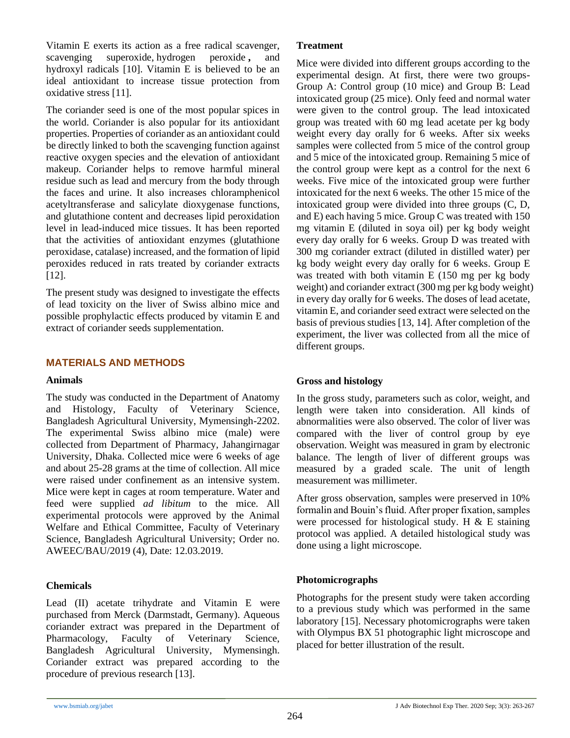Vitamin E exerts its action as a free radical scavenger, scavenging superoxide, hydrogen peroxide, and hydroxyl radicals [10]. Vitamin E is believed to be an ideal antioxidant to increase tissue protection from oxidative stress [11].

The coriander seed is one of the most popular spices in the world. Coriander is also popular for its antioxidant properties. Properties of coriander as an antioxidant could be directly linked to both the scavenging function against reactive oxygen species and the elevation of antioxidant makeup. Coriander helps to remove harmful mineral residue such as lead and mercury from the body through the faces and urine. It also increases chloramphenicol acetyltransferase and salicylate dioxygenase functions, and glutathione content and decreases lipid peroxidation level in lead-induced mice tissues. It has been reported that the activities of antioxidant enzymes (glutathione peroxidase, catalase) increased, and the formation of lipid peroxides reduced in rats treated by coriander extracts [12].

The present study was designed to investigate the effects of lead toxicity on the liver of Swiss albino mice and possible prophylactic effects produced by vitamin E and extract of coriander seeds supplementation.

## MATERIALS AND METHODS

### Animals

The study was conducted in the Department of Anatomy and Histology, Faculty of Veterinary Science, Bangladesh Agricultural University, Mymensingh-2202. The experimental Swiss albino mice (male) were collected from Department of Pharmacy, Jahangirnagar University, Dhaka. Collected mice were 6 weeks of age and about 25-28 grams at the time of collection. All mice were raised under confinement as an intensive system. Mice were kept in cages at room temperature. Water and feed were supplied *ad libitum* to the mice. All experimental protocols were approved by the Animal Welfare and Ethical Committee, Faculty of Veterinary Science, Bangladesh Agricultural University; Order no. AWEEC/BAU/2019 (4), Date: 12.03.2019.

### Chemicals

Lead (II) acetate trihydrate and Vitamin E were purchased from Merck (Darmstadt, Germany). Aqueous coriander extract was prepared in the Department of Pharmacology, Faculty of Veterinary Science, Bangladesh Agricultural University, Mymensingh. Coriander extract was prepared according to the procedure of previous research [13].

### Treatment

Mice were divided into different groups according to the experimental design. At first, there were two groups- Group A: Control group (10 mice) and Group B: Lead intoxicated group (25 mice). Only feed and normal water were given to the control group. The lead intoxicated group was treated with 60 mg lead acetate per kg body weight every day orally for 6 weeks. After six weeks samples were collected from 5 mice of the control group and 5 mice of the intoxicated group. Remaining 5 mice of the control group were kept as a control for the next 6 weeks. Five mice of the intoxicated group were further intoxicated for the next 6 weeks. The other 15 mice of the intoxicated group were divided into three groups (C, D, and E) each having 5 mice. Group C was treated with 150 mg vitamin E (diluted in soya oil) per kg body weight every day orally for 6 weeks. Group D was treated with 300 mg coriander extract (diluted in distilled water) per kg body weight every day orally for 6 weeks. Group E was treated with both vitamin E (150 mg per kg body weight) and coriander extract (300 mg per kg body weight) in every day orally for 6 weeks. The doses of lead acetate, vitamin E, and coriander seed extract were selected on the basis of previous studies [13, 14]. After completion of the experiment, the liver was collected from all the mice of different groups.

### Gross and histology

In the gross study, parameters such as color, weight, and length were taken into consideration. All kinds of abnormalities were also observed. The color of liver was compared with the liver of control group by eye observation. Weight was measured in gram by electronic balance. The length of liver of different groups was measured by a graded scale. The unit of length measurement was millimeter.

After gross observation, samples were preserved in 10% formalin and Bouin's fluid. After proper fixation, samples were processed for histological study. H & E staining protocol was applied. A detailed histological study was done using a light microscope.

### Photomicrographs

Photographs for the present study were taken according to a previous study which was performed in the same laboratory [15]. Necessary photomicrographs were taken with Olympus BX 51 photographic light microscope and placed for better illustration of the result.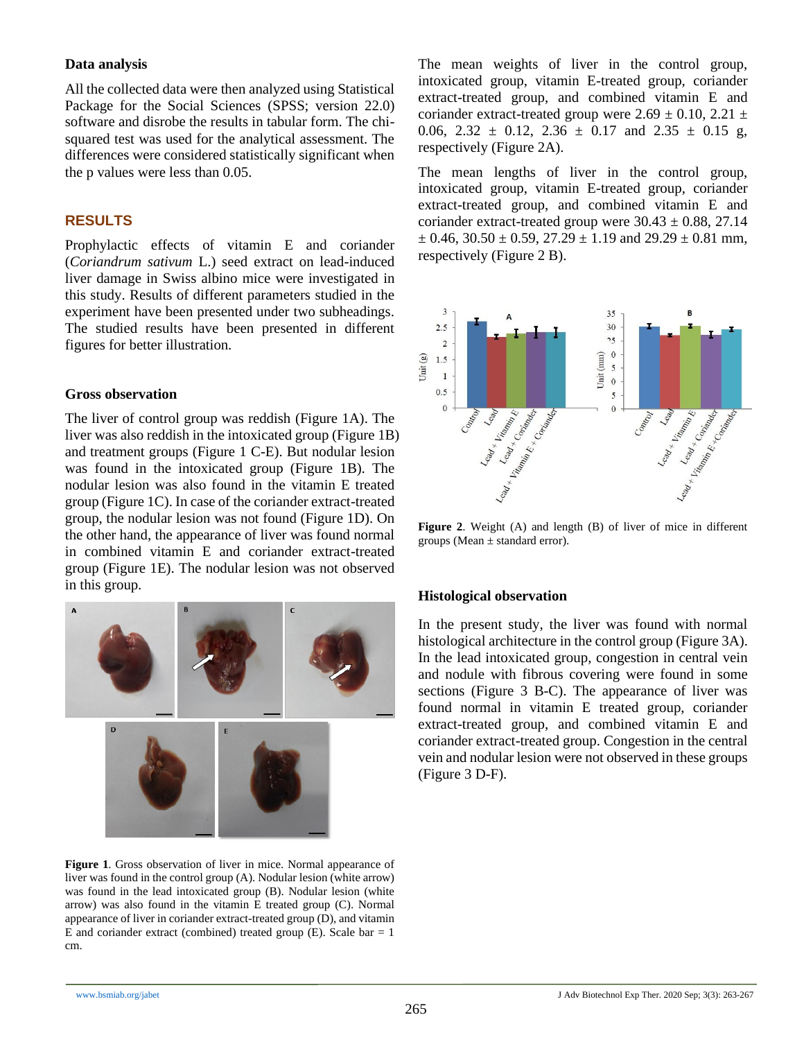### Data analysis

All the collected data were then analyzed using Statistical Package for the Social Sciences (SPSS; version 22.0) software and disrobe the results in tabular form. The chi-squared test was used for the analytical assessment. The differences were considered statistically significant when the p values were less than 0.05.

## RESULTS

Prophylactic effects of vitamin E and coriander (*Coriandrum sativum* L.) seed extract on lead-induced liver damage in Swiss albino mice were investigated in this study. Results of different parameters studied in the experiment have been presented under two subheadings. The studied results have been presented in different figures for better illustration.

### Gross observation

The liver of control group was reddish (Figure 1A). The liver was also reddish in the intoxicated group (Figure 1B) and treatment groups (Figure 1 C-E). But nodular lesion was found in the intoxicated group (Figure 1B). The nodular lesion was also found in the vitamin E treated group (Figure 1C). In case of the coriander extract-treated group, the nodular lesion was not found (Figure 1D). On the other hand, the appearance of liver was found normal in combined vitamin E and coriander extract-treated group (Figure 1E). The nodular lesion was not observed in this group.

**Figure 1**. Gross observation of liver in mice. Normal appearance of liver was found in the control group (A). Nodular lesion (white arrow) was found in the lead intoxicated group (B). Nodular lesion (white arrow) was also found in the vitamin E treated group (C). Normal appearance of liver in coriander extract-treated group (D), and vitamin E and coriander extract (combined) treated group (E). Scale bar = 1 cm.

The mean weights of liver in the control group, intoxicated group, vitamin E-treated group, coriander extract-treated group, and combined vitamin E and coriander extract-treated group were 2.69 ± 0.10, 2.21 ± 0.06, 2.32 ± 0.12, 2.36 ± 0.17 and 2.35 ± 0.15 g, respectively (Figure 2A).

The mean lengths of liver in the control group, intoxicated group, vitamin E-treated group, coriander extract-treated group, and combined vitamin E and coriander extract-treated group were 30.43 ± 0.88, 27.14 ± 0.46, 30.50 ± 0.59, 27.29 ± 1.19 and 29.29 ± 0.81 mm, respectively (Figure 2 B).

**Figure 2**. Weight (A) and length (B) of liver of mice in different groups (Mean ± standard error).

### Histological observation

In the present study, the liver was found with normal histological architecture in the control group (Figure 3A). In the lead intoxicated group, congestion in central vein and nodule with fibrous covering were found in some sections (Figure 3 B-C). The appearance of liver was found normal in vitamin E treated group, coriander extract-treated group, and combined vitamin E and coriander extract-treated group. Congestion in the central vein and nodular lesion were not observed in these groups (Figure 3 D-F).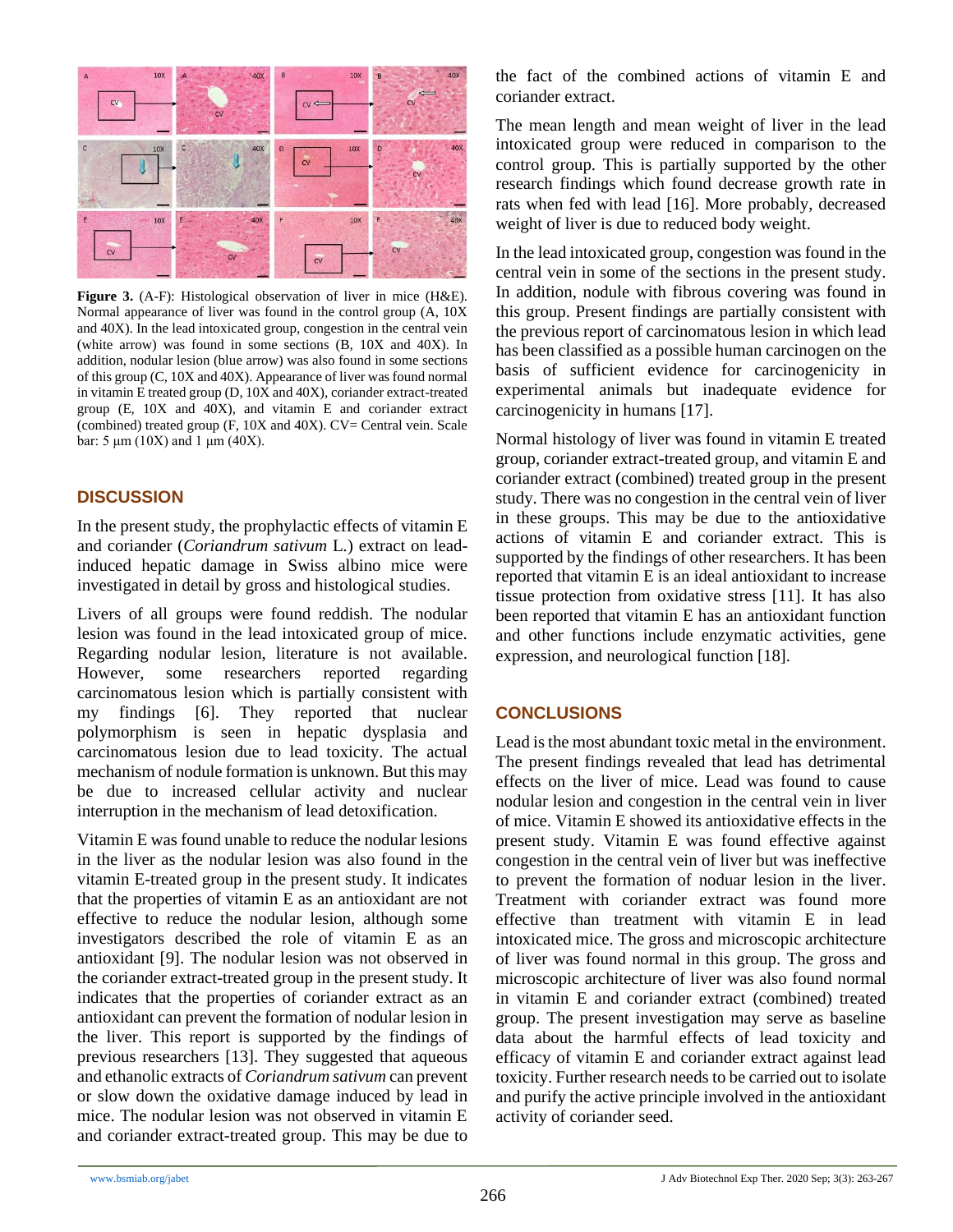**Figure 3.** (A-F): Histological observation of liver in mice (H&E). Normal appearance of liver was found in the control group (A, 10X and 40X). In the lead intoxicated group, congestion in the central vein (white arrow) was found in some sections (B, 10X and 40X). In addition, nodular lesion (blue arrow) was also found in some sections of this group (C, 10X and 40X). Appearance of liver was found normal in vitamin E treated group (D, 10X and 40X), coriander extract-treated group (E, 10X and 40X), and vitamin E and coriander extract (combined) treated group (F, 10X and 40X). CV= Central vein. Scale bar: 5 µm (10X) and 1 µm (40X).

## DISCUSSION

In the present study, the prophylactic effects of vitamin E and coriander (*Coriandrum sativum* L.) extract on lead-induced hepatic damage in Swiss albino mice were investigated in detail by gross and histological studies.

Livers of all groups were found reddish. The nodular lesion was found in the lead intoxicated group of mice. Regarding nodular lesion, literature is not available. However, some researchers reported regarding carcinomatous lesion which is partially consistent with my findings [6]. They reported that nuclear polymorphism is seen in hepatic dysplasia and carcinomatous lesion due to lead toxicity. The actual mechanism of nodule formation is unknown. But this may be due to increased cellular activity and nuclear interruption in the mechanism of lead detoxification.

Vitamin E was found unable to reduce the nodular lesions in the liver as the nodular lesion was also found in the vitamin E-treated group in the present study. It indicates that the properties of vitamin E as an antioxidant are not effective to reduce the nodular lesion, although some investigators described the role of vitamin E as an antioxidant [9]. The nodular lesion was not observed in the coriander extract-treated group in the present study. It indicates that the properties of coriander extract as an antioxidant can prevent the formation of nodular lesion in the liver. This report is supported by the findings of previous researchers [13]. They suggested that aqueous and ethanolic extracts of *Coriandrum sativum* can prevent or slow down the oxidative damage induced by lead in mice. The nodular lesion was not observed in vitamin E and coriander extract-treated group. This may be due to the fact of the combined actions of vitamin E and coriander extract.

The mean length and mean weight of liver in the lead intoxicated group were reduced in comparison to the control group. This is partially supported by the other research findings which found decrease growth rate in rats when fed with lead [16]. More probably, decreased weight of liver is due to reduced body weight.

In the lead intoxicated group, congestion was found in the central vein in some of the sections in the present study. In addition, nodule with fibrous covering was found in this group. Present findings are partially consistent with the previous report of carcinomatous lesion in which lead has been classified as a possible human carcinogen on the basis of sufficient evidence for carcinogenicity in experimental animals but inadequate evidence for carcinogenicity in humans [17].

Normal histology of liver was found in vitamin E treated group, coriander extract-treated group, and vitamin E and coriander extract (combined) treated group in the present study. There was no congestion in the central vein of liver in these groups. This may be due to the antioxidative actions of vitamin E and coriander extract. This is supported by the findings of other researchers. It has been reported that vitamin E is an ideal antioxidant to increase tissue protection from oxidative stress [11]. It has also been reported that vitamin E has an antioxidant function and other functions include enzymatic activities, gene expression, and neurological function [18].

## CONCLUSIONS

Lead is the most abundant toxic metal in the environment. The present findings revealed that lead has detrimental effects on the liver of mice. Lead was found to cause nodular lesion and congestion in the central vein in liver of mice. Vitamin E showed its antioxidative effects in the present study. Vitamin E was found effective against congestion in the central vein of liver but was ineffective to prevent the formation of nodular lesion in the liver. Treatment with coriander extract was found more effective than treatment with vitamin E in lead intoxicated mice. The gross and microscopic architecture of liver was found normal in this group. The gross and microscopic architecture of liver was also found normal in vitamin E and coriander extract (combined) treated group. The present investigation may serve as baseline data about the harmful effects of lead toxicity and efficacy of vitamin E and coriander extract against lead toxicity. Further research needs to be carried out to isolate and purify the active principle involved in the antioxidant activity of coriander seed.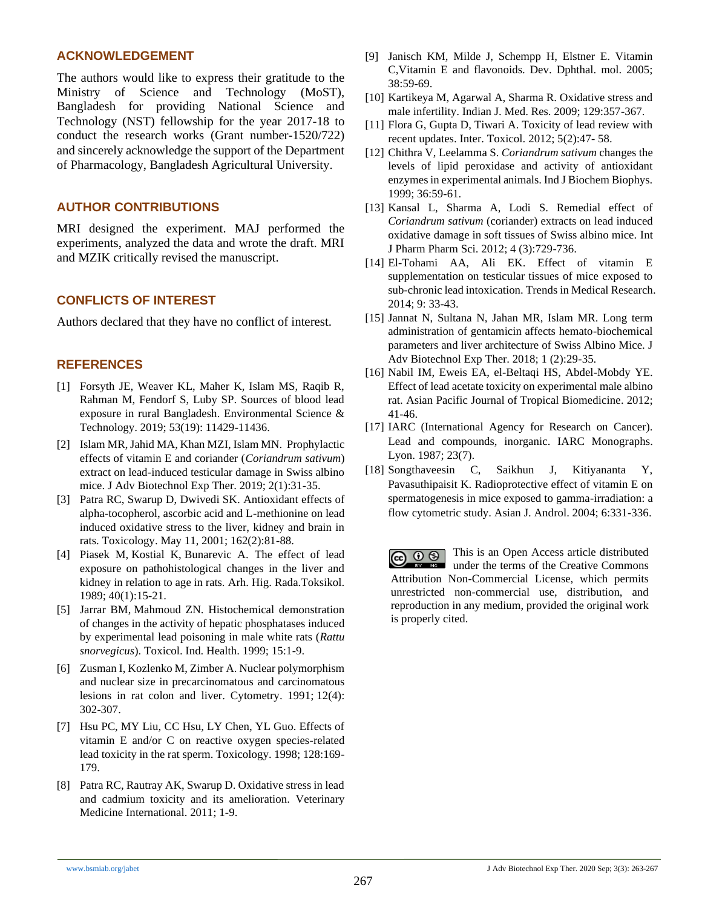## ACKNOWLEDGEMENT

The authors would like to express their gratitude to the Ministry of Science and Technology (MoST), Bangladesh for providing National Science and Technology (NST) fellowship for the year 2017-18 to conduct the research works (Grant number-1520/722) and sincerely acknowledge the support of the Department of Pharmacology, Bangladesh Agricultural University.

## AUTHOR CONTRIBUTIONS

MRI designed the experiment. MAJ performed the experiments, analyzed the data and wrote the draft. MRI and MZIK critically revised the manuscript.

## CONFLICTS OF INTEREST

Authors declared that they have no conflict of interest.

## REFERENCES

[1] Forsyth JE, Weaver KL, Maher K, Islam MS, Raqib R, Rahman M, Fendorf S, Luby SP. Sources of blood lead exposure in rural Bangladesh. Environmental Science & Technology. 2019; 53(19): 11429-11436.

[2] Islam MR, Jahid MA, Khan MZI, Islam MN. Prophylactic effects of vitamin E and coriander (*Coriandrum sativum*) extract on lead-induced testicular damage in Swiss albino mice. J Adv Biotechnol Exp Ther. 2019; 2(1):31-35.

[3] Patra RC, Swarup D, Dwivedi SK. Antioxidant effects of alpha-tocopherol, ascorbic acid and L-methionine on lead induced oxidative stress to the liver, kidney and brain in rats. Toxicology. May 11, 2001; 162(2):81-88.

[4] Piasek M, Kostial K, Bunarevic A. The effect of lead exposure on pathohistological changes in the liver and kidney in relation to age in rats. Arh. Hig. Rada.Toksikol. 1989; 40(1):15-21.

[5] Jarrar BM, Mahmoud ZN. Histochemical demonstration of changes in the activity of hepatic phosphatases induced by experimental lead poisoning in male white rats (*Rattu snorvegicus*). Toxicol. Ind. Health. 1999; 15:1-9.

[6] Zusman I, Kozlenko M, Zimber A. Nuclear polymorphism and nuclear size in precarcinomatous and carcinomatous lesions in rat colon and liver. Cytometry. 1991; 12(4): 302-307.

[7] Hsu PC, MY Liu, CC Hsu, LY Chen, YL Guo. Effects of vitamin E and/or C on reactive oxygen species-related lead toxicity in the rat sperm. Toxicology. 1998; 128:169-179.

[8] Patra RC, Rautray AK, Swarup D. Oxidative stress in lead and cadmium toxicity and its amelioration. Veterinary Medicine International. 2011; 1-9.

[9] Janisch KM, Milde J, Schempp H, Elstner E. Vitamin C,Vitamin E and flavonoids. Dev. Dphthal. mol. 2005; 38:59-69.

[10] Kartikeya M, Agarwal A, Sharma R. Oxidative stress and male infertility. Indian J. Med. Res. 2009; 129:357-367.

[11] Flora G, Gupta D, Tiwari A. Toxicity of lead review with recent updates. Inter. Toxicol. 2012; 5(2):47- 58.

[12] Chithra V, Leelamma S. *Coriandrum sativum* changes the levels of lipid peroxidase and activity of antioxidant enzymes in experimental animals. Ind J Biochem Biophys. 1999; 36:59-61.

[13] Kansal L, Sharma A, Lodi S. Remedial effect of *Coriandrum sativum* (coriander) extracts on lead induced oxidative damage in soft tissues of Swiss albino mice. Int J Pharm Pharm Sci. 2012; 4 (3):729-736.

[14] El-Tohami AA, Ali EK. Effect of vitamin E supplementation on testicular tissues of mice exposed to sub-chronic lead intoxication. Trends in Medical Research. 2014; 9: 33-43.

[15] Jannat N, Sultana N, Jahan MR, Islam MR. Long term administration of gentamicin affects hemato-biochemical parameters and liver architecture of Swiss Albino Mice. J Adv Biotechnol Exp Ther. 2018; 1 (2):29-35.

[16] Nabil IM, Eweis EA, el-Beltaqi HS, Abdel-Mobdy YE. Effect of lead acetate toxicity on experimental male albino rat. Asian Pacific Journal of Tropical Biomedicine. 2012; 41-46.

[17] IARC (International Agency for Research on Cancer). Lead and compounds, inorganic. IARC Monographs. Lyon. 1987; 23(7).

[18] Songthaveesin C, Saikhun J, Kitiyananta Y, Pavasuthipaisit K. Radioprotective effect of vitamin E on spermatogenesis in mice exposed to gamma-irradiation: a flow cytometric study. Asian J. Androl. 2004; 6:331-336.

This is an Open Access article distributed under the terms of the Creative Commons Attribution Non-Commercial License, which permits unrestricted non-commercial use, distribution, and reproduction in any medium, provided the original work is properly cited.